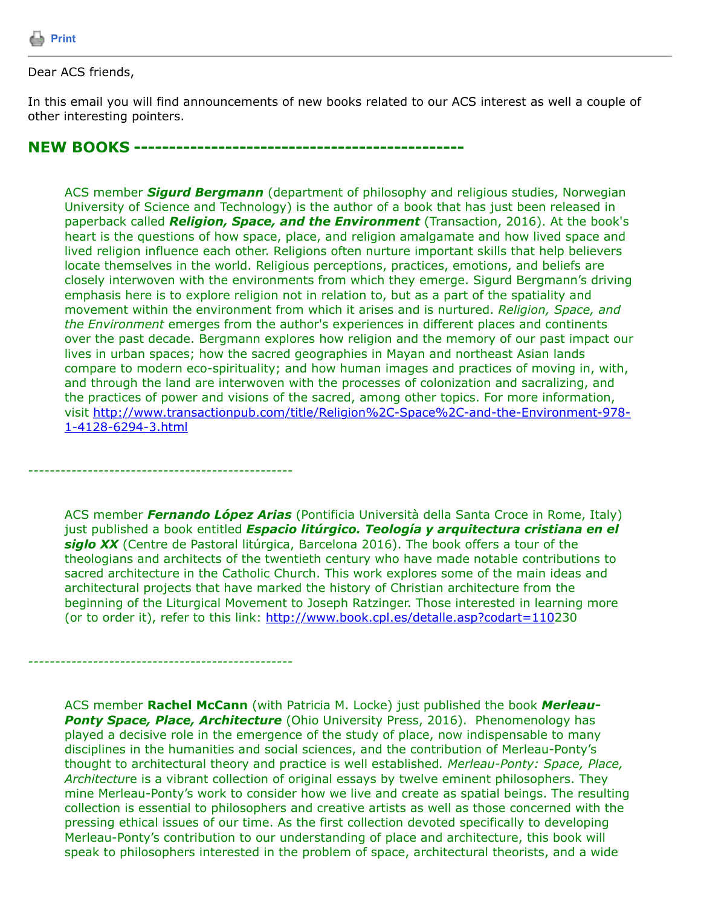Print

Dear ACS friends,

In this email you will find announcements of new books related to our ACS interest as well a couple of other interesting pointers.

## NEW BOOKS -----------------------------------------------

ACS member ***Sigurd Bergmann*** (department of philosophy and religious studies, Norwegian University of Science and Technology) is the author of a book that has just been released in paperback called ***Religion, Space, and the Environment*** (Transaction, 2016). At the book's heart is the questions of how space, place, and religion amalgamate and how lived space and lived religion influence each other. Religions often nurture important skills that help believers locate themselves in the world. Religious perceptions, practices, emotions, and beliefs are closely interwoven with the environments from which they emerge. Sigurd Bergmann's driving emphasis here is to explore religion not in relation to, but as a part of the spatiality and movement within the environment from which it arises and is nurtured. *Religion, Space, and the Environment* emerges from the author's experiences in different places and continents over the past decade. Bergmann explores how religion and the memory of our past impact our lives in urban spaces; how the sacred geographies in Mayan and northeast Asian lands compare to modern eco-spirituality; and how human images and practices of moving in, with, and through the land are interwoven with the processes of colonization and sacralizing, and the practices of power and visions of the sacred, among other topics. For more information, visit http://www.transactionpub.com/title/Religion%2C-Space%2C-and-the-Environment-978-1-4128-6294-3.html

-------------------------------------------------

ACS member ***Fernando López Arias*** (Pontificia Università della Santa Croce in Rome, Italy) just published a book entitled ***Espacio litúrgico. Teología y arquitectura cristiana en el siglo XX*** (Centre de Pastoral litúrgica, Barcelona 2016). The book offers a tour of the theologians and architects of the twentieth century who have made notable contributions to sacred architecture in the Catholic Church. This work explores some of the main ideas and architectural projects that have marked the history of Christian architecture from the beginning of the Liturgical Movement to Joseph Ratzinger. Those interested in learning more (or to order it), refer to this link: http://www.book.cpl.es/detalle.asp?codart=110230

-------------------------------------------------

ACS member **Rachel McCann** (with Patricia M. Locke) just published the book ***Merleau-Ponty Space, Place, Architecture*** (Ohio University Press, 2016). Phenomenology has played a decisive role in the emergence of the study of place, now indispensable to many disciplines in the humanities and social sciences, and the contribution of Merleau-Ponty's thought to architectural theory and practice is well established. *Merleau-Ponty: Space, Place, Architecture* is a vibrant collection of original essays by twelve eminent philosophers. They mine Merleau-Ponty's work to consider how we live and create as spatial beings. The resulting collection is essential to philosophers and creative artists as well as those concerned with the pressing ethical issues of our time. As the first collection devoted specifically to developing Merleau-Ponty's contribution to our understanding of place and architecture, this book will speak to philosophers interested in the problem of space, architectural theorists, and a wide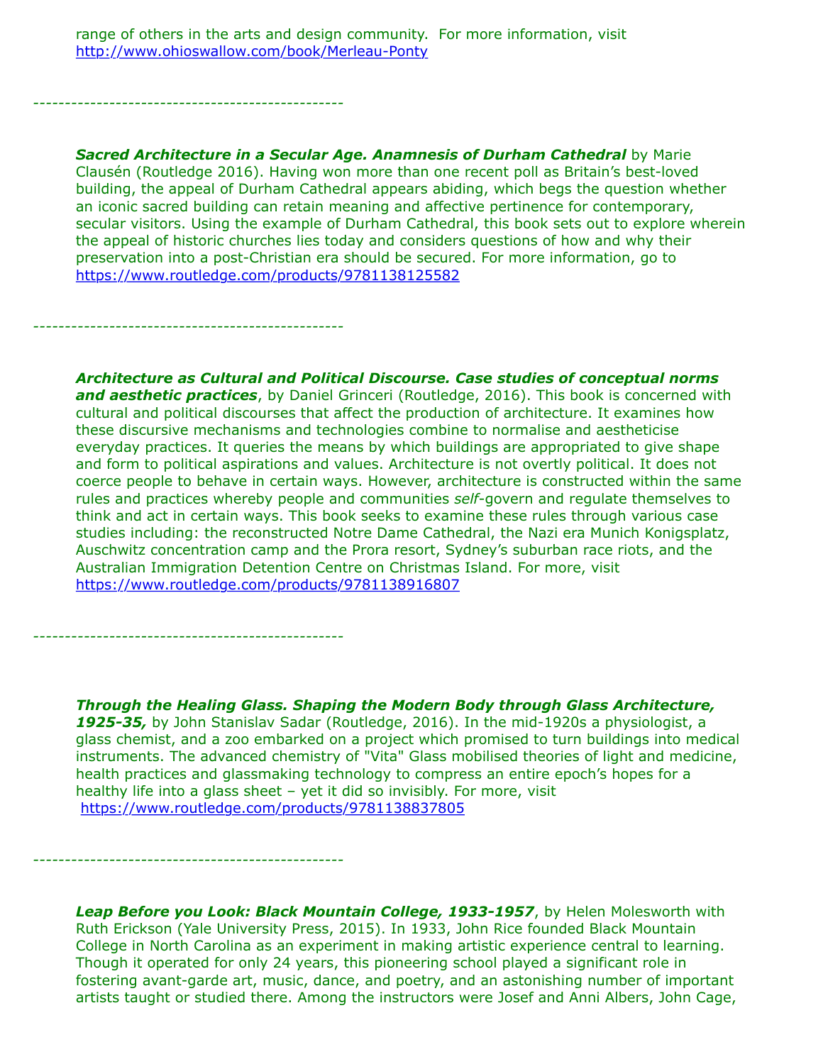range of others in the arts and design community. For more information, visit http://www.ohioswallow.com/book/Merleau-Ponty

-------------------------------------------------

***Sacred Architecture in a Secular Age. Anamnesis of Durham Cathedral*** by Marie Clausén (Routledge 2016). Having won more than one recent poll as Britain's best-loved building, the appeal of Durham Cathedral appears abiding, which begs the question whether an iconic sacred building can retain meaning and affective pertinence for contemporary, secular visitors. Using the example of Durham Cathedral, this book sets out to explore wherein the appeal of historic churches lies today and considers questions of how and why their preservation into a post-Christian era should be secured. For more information, go to https://www.routledge.com/products/9781138125582

-------------------------------------------------

***Architecture as Cultural and Political Discourse. Case studies of conceptual norms and aesthetic practices***, by Daniel Grinceri (Routledge, 2016). This book is concerned with cultural and political discourses that affect the production of architecture. It examines how these discursive mechanisms and technologies combine to normalise and aestheticise everyday practices. It queries the means by which buildings are appropriated to give shape and form to political aspirations and values. Architecture is not overtly political. It does not coerce people to behave in certain ways. However, architecture is constructed within the same rules and practices whereby people and communities *self*-govern and regulate themselves to think and act in certain ways. This book seeks to examine these rules through various case studies including: the reconstructed Notre Dame Cathedral, the Nazi era Munich Konigsplatz, Auschwitz concentration camp and the Prora resort, Sydney's suburban race riots, and the Australian Immigration Detention Centre on Christmas Island. For more, visit https://www.routledge.com/products/9781138916807

-------------------------------------------------

***Through the Healing Glass. Shaping the Modern Body through Glass Architecture, 1925-35,*** by John Stanislav Sadar (Routledge, 2016). In the mid-1920s a physiologist, a glass chemist, and a zoo embarked on a project which promised to turn buildings into medical instruments. The advanced chemistry of "Vita" Glass mobilised theories of light and medicine, health practices and glassmaking technology to compress an entire epoch's hopes for a healthy life into a glass sheet – yet it did so invisibly. For more, visit https://www.routledge.com/products/9781138837805

-------------------------------------------------

***Leap Before you Look: Black Mountain College, 1933-1957***, by Helen Molesworth with Ruth Erickson (Yale University Press, 2015). In 1933, John Rice founded Black Mountain College in North Carolina as an experiment in making artistic experience central to learning. Though it operated for only 24 years, this pioneering school played a significant role in fostering avant-garde art, music, dance, and poetry, and an astonishing number of important artists taught or studied there. Among the instructors were Josef and Anni Albers, John Cage,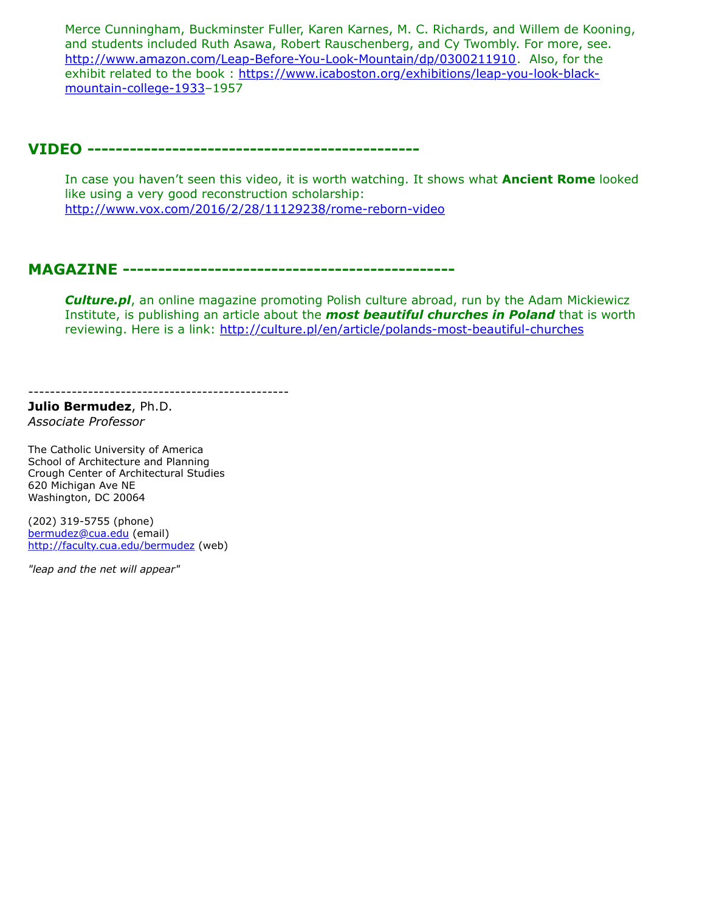Merce Cunningham, Buckminster Fuller, Karen Karnes, M. C. Richards, and Willem de Kooning, and students included Ruth Asawa, Robert Rauschenberg, and Cy Twombly. For more, see. http://www.amazon.com/Leap-Before-You-Look-Mountain/dp/0300211910. Also, for the exhibit related to the book : https://www.icaboston.org/exhibitions/leap-you-look-black-mountain-college-1933–1957

## VIDEO -----------------------------------------------

In case you haven't seen this video, it is worth watching. It shows what **Ancient Rome** looked like using a very good reconstruction scholarship: http://www.vox.com/2016/2/28/11129238/rome-reborn-video

## MAGAZINE -----------------------------------------------

***Culture.pl***, an online magazine promoting Polish culture abroad, run by the Adam Mickiewicz Institute, is publishing an article about the ***most beautiful churches in Poland*** that is worth reviewing. Here is a link: http://culture.pl/en/article/polands-most-beautiful-churches

-----------------------------------------------

**Julio Bermudez**, Ph.D.
*Associate Professor*

The Catholic University of America
School of Architecture and Planning
Crough Center of Architectural Studies
620 Michigan Ave NE
Washington, DC 20064

(202) 319-5755 (phone)
bermudez@cua.edu (email)
http://faculty.cua.edu/bermudez (web)

*"leap and the net will appear"*